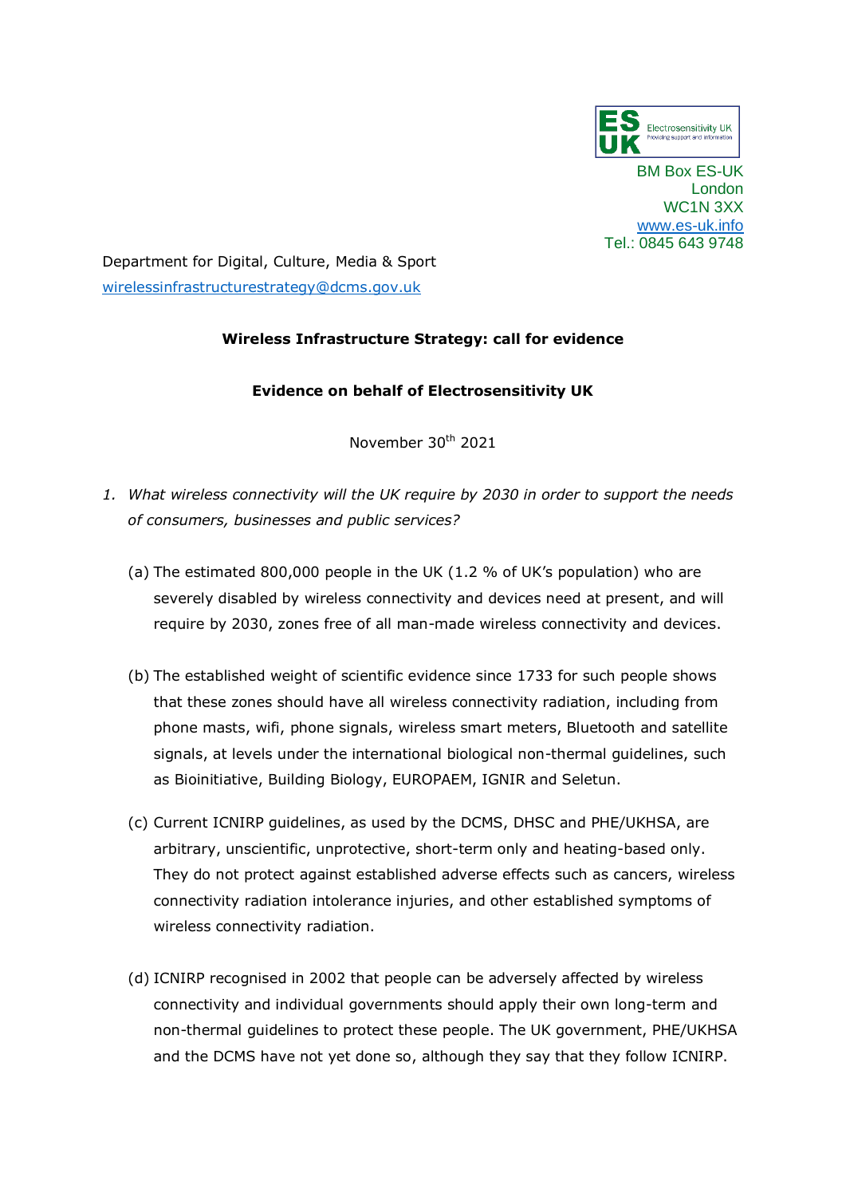ES UK Electrosensitivity UK Providing support and information

BM Box ES-UK
London
WC1N 3XX
www.es-uk.info
Tel.: 0845 643 9748

Department for Digital, Culture, Media & Sport
wirelessinfrastructurestrategy@dcms.gov.uk

**Wireless Infrastructure Strategy: call for evidence**

**Evidence on behalf of Electrosensitivity UK**

November 30th 2021

1. *What wireless connectivity will the UK require by 2030 in order to support the needs of consumers, businesses and public services?*

   (a) The estimated 800,000 people in the UK (1.2 % of UK's population) who are severely disabled by wireless connectivity and devices need at present, and will require by 2030, zones free of all man-made wireless connectivity and devices.

   (b) The established weight of scientific evidence since 1733 for such people shows that these zones should have all wireless connectivity radiation, including from phone masts, wifi, phone signals, wireless smart meters, Bluetooth and satellite signals, at levels under the international biological non-thermal guidelines, such as Bioinitiative, Building Biology, EUROPAEM, IGNIR and Seletun.

   (c) Current ICNIRP guidelines, as used by the DCMS, DHSC and PHE/UKHSA, are arbitrary, unscientific, unprotective, short-term only and heating-based only. They do not protect against established adverse effects such as cancers, wireless connectivity radiation intolerance injuries, and other established symptoms of wireless connectivity radiation.

   (d) ICNIRP recognised in 2002 that people can be adversely affected by wireless connectivity and individual governments should apply their own long-term and non-thermal guidelines to protect these people. The UK government, PHE/UKHSA and the DCMS have not yet done so, although they say that they follow ICNIRP.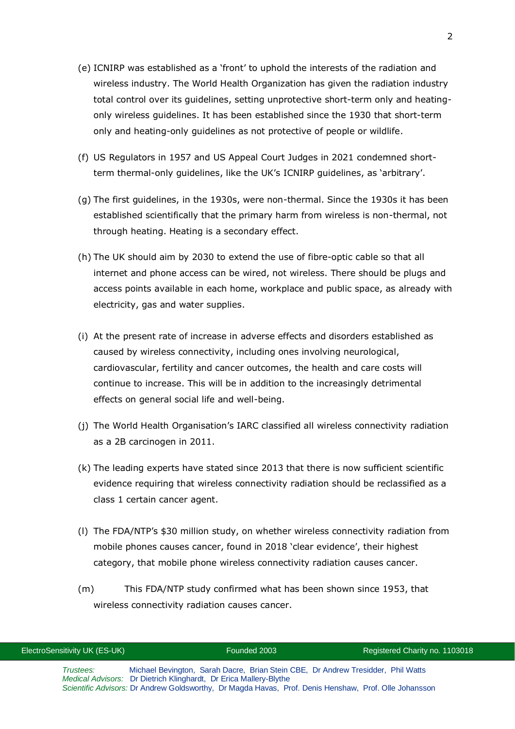(e) ICNIRP was established as a 'front' to uphold the interests of the radiation and wireless industry. The World Health Organization has given the radiation industry total control over its guidelines, setting unprotective short-term only and heating-only wireless guidelines. It has been established since the 1930 that short-term only and heating-only guidelines as not protective of people or wildlife.

(f) US Regulators in 1957 and US Appeal Court Judges in 2021 condemned short-term thermal-only guidelines, like the UK's ICNIRP guidelines, as 'arbitrary'.

(g) The first guidelines, in the 1930s, were non-thermal. Since the 1930s it has been established scientifically that the primary harm from wireless is non-thermal, not through heating. Heating is a secondary effect.

(h) The UK should aim by 2030 to extend the use of fibre-optic cable so that all internet and phone access can be wired, not wireless. There should be plugs and access points available in each home, workplace and public space, as already with electricity, gas and water supplies.

(i) At the present rate of increase in adverse effects and disorders established as caused by wireless connectivity, including ones involving neurological, cardiovascular, fertility and cancer outcomes, the health and care costs will continue to increase. This will be in addition to the increasingly detrimental effects on general social life and well-being.

(j) The World Health Organisation's IARC classified all wireless connectivity radiation as a 2B carcinogen in 2011.

(k) The leading experts have stated since 2013 that there is now sufficient scientific evidence requiring that wireless connectivity radiation should be reclassified as a class 1 certain cancer agent.

(l) The FDA/NTP's $30 million study, on whether wireless connectivity radiation from mobile phones causes cancer, found in 2018 'clear evidence', their highest category, that mobile phone wireless connectivity radiation causes cancer.

(m) This FDA/NTP study confirmed what has been shown since 1953, that wireless connectivity radiation causes cancer.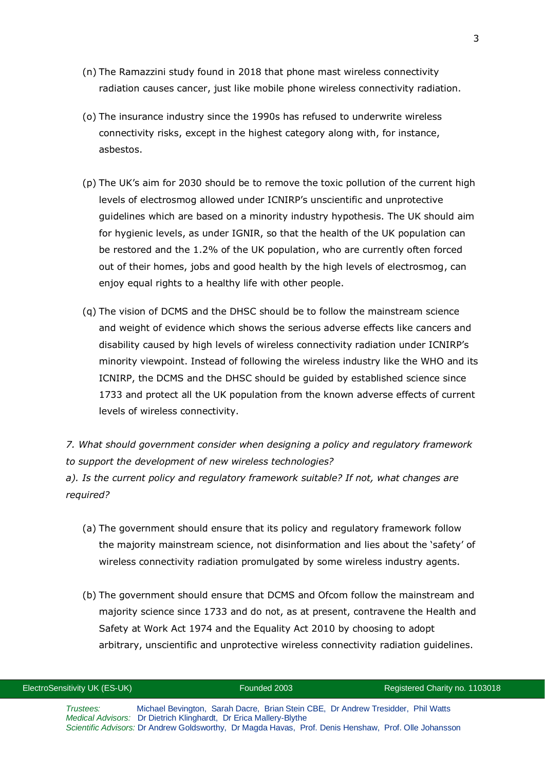(n) The Ramazzini study found in 2018 that phone mast wireless connectivity radiation causes cancer, just like mobile phone wireless connectivity radiation.

(o) The insurance industry since the 1990s has refused to underwrite wireless connectivity risks, except in the highest category along with, for instance, asbestos.

(p) The UK's aim for 2030 should be to remove the toxic pollution of the current high levels of electrosmog allowed under ICNIRP's unscientific and unprotective guidelines which are based on a minority industry hypothesis. The UK should aim for hygienic levels, as under IGNIR, so that the health of the UK population can be restored and the 1.2% of the UK population, who are currently often forced out of their homes, jobs and good health by the high levels of electrosmog, can enjoy equal rights to a healthy life with other people.

(q) The vision of DCMS and the DHSC should be to follow the mainstream science and weight of evidence which shows the serious adverse effects like cancers and disability caused by high levels of wireless connectivity radiation under ICNIRP's minority viewpoint. Instead of following the wireless industry like the WHO and its ICNIRP, the DCMS and the DHSC should be guided by established science since 1733 and protect all the UK population from the known adverse effects of current levels of wireless connectivity.

*7. What should government consider when designing a policy and regulatory framework to support the development of new wireless technologies?*
*a). Is the current policy and regulatory framework suitable? If not, what changes are required?*

(a) The government should ensure that its policy and regulatory framework follow the majority mainstream science, not disinformation and lies about the 'safety' of wireless connectivity radiation promulgated by some wireless industry agents.

(b) The government should ensure that DCMS and Ofcom follow the mainstream and majority science since 1733 and do not, as at present, contravene the Health and Safety at Work Act 1974 and the Equality Act 2010 by choosing to adopt arbitrary, unscientific and unprotective wireless connectivity radiation guidelines.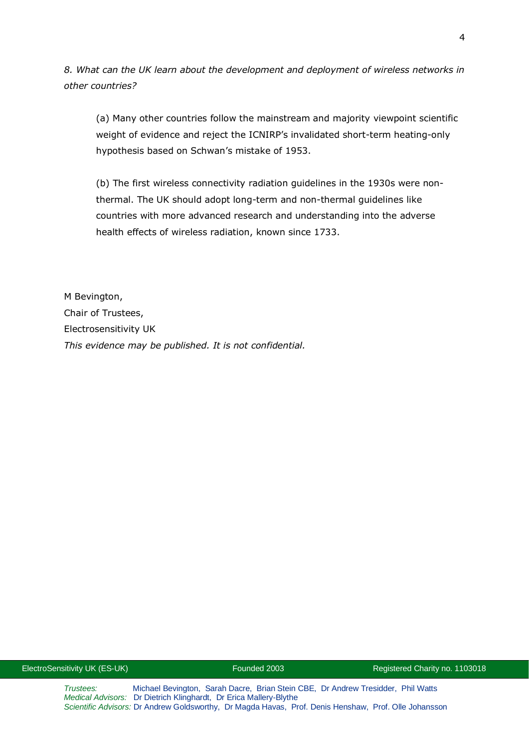*8. What can the UK learn about the development and deployment of wireless networks in other countries?*

(a) Many other countries follow the mainstream and majority viewpoint scientific weight of evidence and reject the ICNIRP's invalidated short-term heating-only hypothesis based on Schwan's mistake of 1953.

(b) The first wireless connectivity radiation guidelines in the 1930s were non-thermal. The UK should adopt long-term and non-thermal guidelines like countries with more advanced research and understanding into the adverse health effects of wireless radiation, known since 1733.

M Bevington,
Chair of Trustees,
Electrosensitivity UK
*This evidence may be published. It is not confidential.*